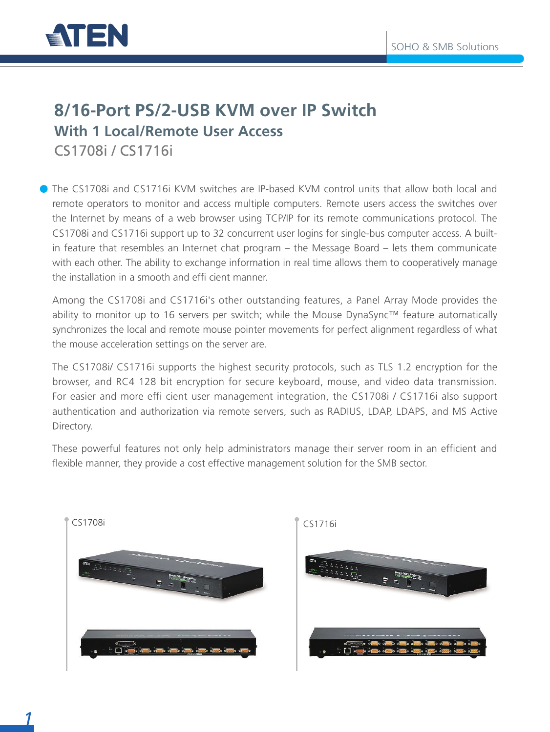# 8/16-Port PS/2-USB KVM over IP Switch

## With 1 Local/Remote User Access

CS1708i / CS1716i

The CS1708i and CS1716i KVM switches are IP-based KVM control units that allow both local and remote operators to monitor and access multiple computers. Remote users access the switches over the Internet by means of a web browser using TCP/IP for its remote communications protocol. The CS1708i and CS1716i support up to 32 concurrent user logins for single-bus computer access. A built-in feature that resembles an Internet chat program – the Message Board – lets them communicate with each other. The ability to exchange information in real time allows them to cooperatively manage the installation in a smooth and effi cient manner.

Among the CS1708i and CS1716i's other outstanding features, a Panel Array Mode provides the ability to monitor up to 16 servers per switch; while the Mouse DynaSync™ feature automatically synchronizes the local and remote mouse pointer movements for perfect alignment regardless of what the mouse acceleration settings on the server are.

The CS1708i/ CS1716i supports the highest security protocols, such as TLS 1.2 encryption for the browser, and RC4 128 bit encryption for secure keyboard, mouse, and video data transmission. For easier and more effi cient user management integration, the CS1708i / CS1716i also support authentication and authorization via remote servers, such as RADIUS, LDAP, LDAPS, and MS Active Directory.

These powerful features not only help administrators manage their server room in an efficient and flexible manner, they provide a cost effective management solution for the SMB sector.

CS1708i

CS1716i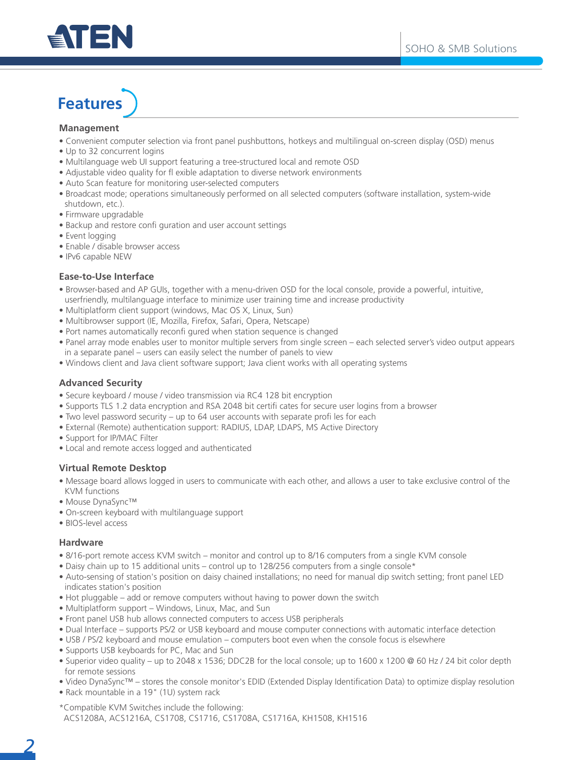## Features

### Management

- Convenient computer selection via front panel pushbuttons, hotkeys and multilingual on-screen display (OSD) menus
- Up to 32 concurrent logins
- Multilanguage web UI support featuring a tree-structured local and remote OSD
- Adjustable video quality for fl exible adaptation to diverse network environments
- Auto Scan feature for monitoring user-selected computers
- Broadcast mode; operations simultaneously performed on all selected computers (software installation, system-wide shutdown, etc.).
- Firmware upgradable
- Backup and restore confi guration and user account settings
- Event logging
- Enable / disable browser access
- IPv6 capable NEW

### Ease-to-Use Interface

- Browser-based and AP GUIs, together with a menu-driven OSD for the local console, provide a powerful, intuitive, userfriendly, multilanguage interface to minimize user training time and increase productivity
- Multiplatform client support (windows, Mac OS X, Linux, Sun)
- Multibrowser support (IE, Mozilla, Firefox, Safari, Opera, Netscape)
- Port names automatically reconfi gured when station sequence is changed
- Panel array mode enables user to monitor multiple servers from single screen – each selected server's video output appears in a separate panel – users can easily select the number of panels to view
- Windows client and Java client software support; Java client works with all operating systems

### Advanced Security

- Secure keyboard / mouse / video transmission via RC4 128 bit encryption
- Supports TLS 1.2 data encryption and RSA 2048 bit certifi cates for secure user logins from a browser
- Two level password security – up to 64 user accounts with separate profi les for each
- External (Remote) authentication support: RADIUS, LDAP, LDAPS, MS Active Directory
- Support for IP/MAC Filter
- Local and remote access logged and authenticated

### Virtual Remote Desktop

- Message board allows logged in users to communicate with each other, and allows a user to take exclusive control of the KVM functions
- Mouse DynaSync™
- On-screen keyboard with multilanguage support
- BIOS-level access

### Hardware

- 8/16-port remote access KVM switch – monitor and control up to 8/16 computers from a single KVM console
- Daisy chain up to 15 additional units – control up to 128/256 computers from a single console*
- Auto-sensing of station's position on daisy chained installations; no need for manual dip switch setting; front panel LED indicates station's position
- Hot pluggable – add or remove computers without having to power down the switch
- Multiplatform support – Windows, Linux, Mac, and Sun
- Front panel USB hub allows connected computers to access USB peripherals
- Dual Interface – supports PS/2 or USB keyboard and mouse computer connections with automatic interface detection
- USB / PS/2 keyboard and mouse emulation – computers boot even when the console focus is elsewhere
- Supports USB keyboards for PC, Mac and Sun
- Superior video quality – up to 2048 x 1536; DDC2B for the local console; up to 1600 x 1200 @ 60 Hz / 24 bit color depth for remote sessions
- Video DynaSync™ – stores the console monitor's EDID (Extended Display Identification Data) to optimize display resolution
- Rack mountable in a 19" (1U) system rack

*Compatible KVM Switches include the following:
ACS1208A, ACS1216A, CS1708, CS1716, CS1708A, CS1716A, KH1508, KH1516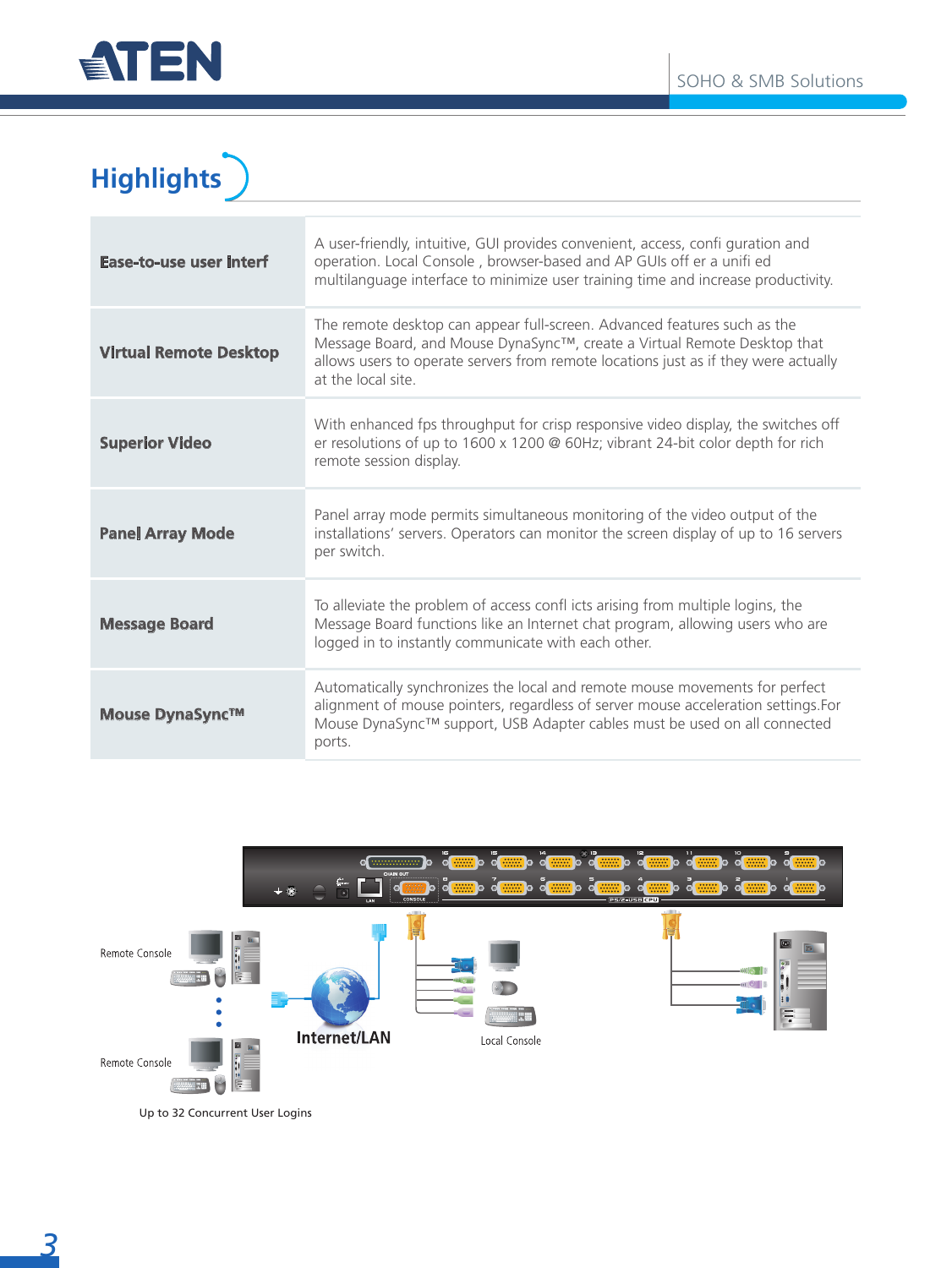## Highlights

| | |
|---|---|
| **Ease-to-use user Interf** | A user-friendly, intuitive, GUI provides convenient, access, confi guration and operation. Local Console , browser-based and AP GUIs off er a unifi ed multilanguage interface to minimize user training time and increase productivity. |
| **Virtual Remote Desktop** | The remote desktop can appear full-screen. Advanced features such as the Message Board, and Mouse DynaSync™, create a Virtual Remote Desktop that allows users to operate servers from remote locations just as if they were actually at the local site. |
| **Superior Video** | With enhanced fps throughput for crisp responsive video display, the switches off er resolutions of up to 1600 x 1200 @ 60Hz; vibrant 24-bit color depth for rich remote session display. |
| **Panel Array Mode** | Panel array mode permits simultaneous monitoring of the video output of the installations' servers. Operators can monitor the screen display of up to 16 servers per switch. |
| **Message Board** | To alleviate the problem of access confl icts arising from multiple logins, the Message Board functions like an Internet chat program, allowing users who are logged in to instantly communicate with each other. |
| **Mouse DynaSync™** | Automatically synchronizes the local and remote mouse movements for perfect alignment of mouse pointers, regardless of server mouse acceleration settings.For Mouse DynaSync™ support, USB Adapter cables must be used on all connected ports. |

Remote Console

Remote Console

Internet/LAN

Local Console

Up to 32 Concurrent User Logins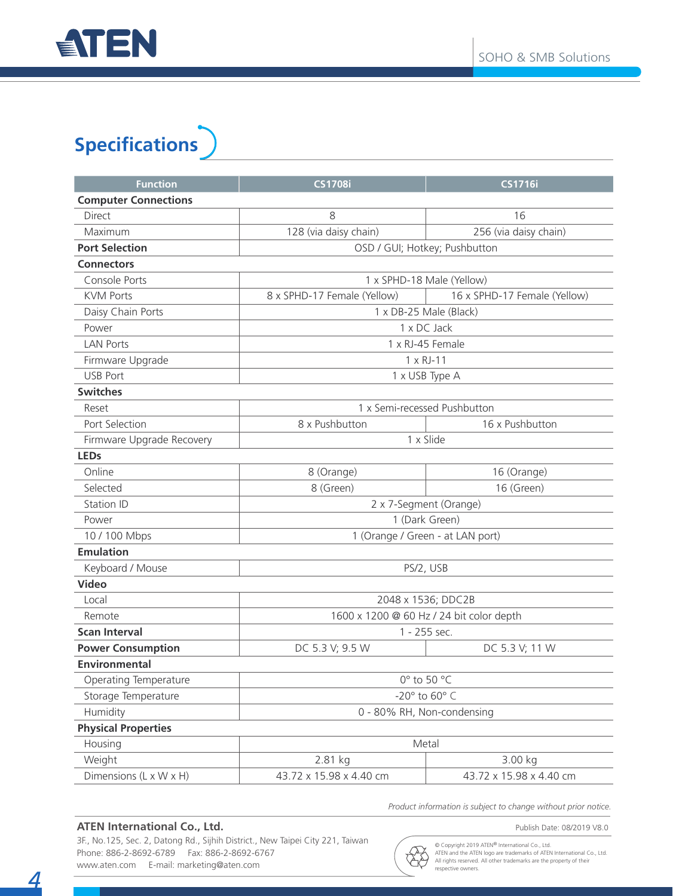## Specifications

| Function | CS1708i | CS1716i |
|---|---|---|
| **Computer Connections** | | |
| Direct | 8 | 16 |
| Maximum | 128 (via daisy chain) | 256 (via daisy chain) |
| **Port Selection** | OSD / GUI; Hotkey; Pushbutton | |
| **Connectors** | | |
| Console Ports | 1 x SPHD-18 Male (Yellow) | |
| KVM Ports | 8 x SPHD-17 Female (Yellow) | 16 x SPHD-17 Female (Yellow) |
| Daisy Chain Ports | 1 x DB-25 Male (Black) | |
| Power | 1 x DC Jack | |
| LAN Ports | 1 x RJ-45 Female | |
| Firmware Upgrade | 1 x RJ-11 | |
| USB Port | 1 x USB Type A | |
| **Switches** | | |
| Reset | 1 x Semi-recessed Pushbutton | |
| Port Selection | 8 x Pushbutton | 16 x Pushbutton |
| Firmware Upgrade Recovery | 1 x Slide | |
| **LEDs** | | |
| Online | 8 (Orange) | 16 (Orange) |
| Selected | 8 (Green) | 16 (Green) |
| Station ID | 2 x 7-Segment (Orange) | |
| Power | 1 (Dark Green) | |
| 10 / 100 Mbps | 1 (Orange / Green - at LAN port) | |
| **Emulation** | | |
| Keyboard / Mouse | PS/2, USB | |
| **Video** | | |
| Local | 2048 x 1536; DDC2B | |
| Remote | 1600 x 1200 @ 60 Hz / 24 bit color depth | |
| **Scan Interval** | 1 - 255 sec. | |
| **Power Consumption** | DC 5.3 V; 9.5 W | DC 5.3 V; 11 W |
| **Environmental** | | |
| Operating Temperature | 0° to 50 °C | |
| Storage Temperature | -20° to 60° C | |
| Humidity | 0 - 80% RH, Non-condensing | |
| **Physical Properties** | | |
| Housing | Metal | |
| Weight | 2.81 kg | 3.00 kg |
| Dimensions (L x W x H) | 43.72 x 15.98 x 4.40 cm | 43.72 x 15.98 x 4.40 cm |

*Product information is subject to change without prior notice.*

**ATEN International Co., Ltd.**
3F., No.125, Sec. 2, Datong Rd., Sijhih District., New Taipei City 221, Taiwan
Phone: 886-2-8692-6789 Fax: 886-2-8692-6767
www.aten.com E-mail: marketing@aten.com

Publish Date: 08/2019 V8.0

© Copyright 2019 ATEN® International Co., Ltd.
ATEN and the ATEN logo are trademarks of ATEN International Co., Ltd. All rights reserved. All other trademarks are the property of their respective owners.